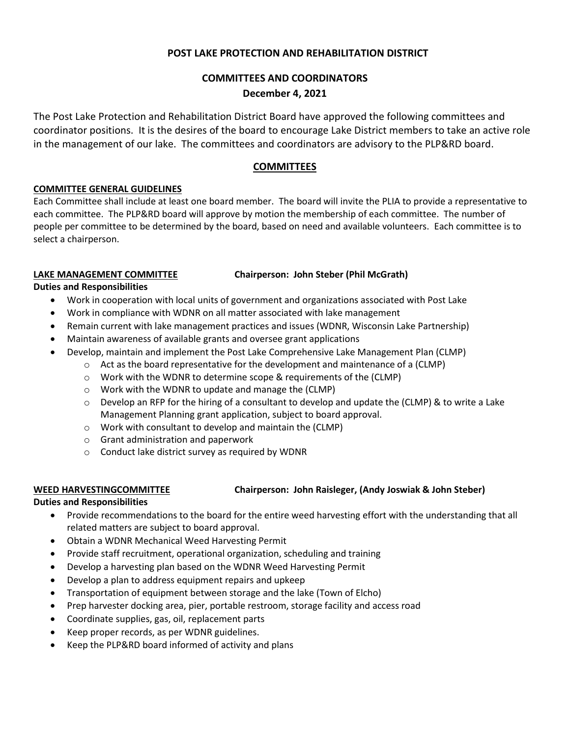**POST LAKE PROTECTION AND REHABILITATION DISTRICT**

**COMMITTEES AND COORDINATORS**

**December 4, 2021**

The Post Lake Protection and Rehabilitation District Board have approved the following committees and coordinator positions. It is the desires of the board to encourage Lake District members to take an active role in the management of our lake. The committees and coordinators are advisory to the PLP&RD board.

## COMMITTEES

### COMMITTEE GENERAL GUIDELINES

Each Committee shall include at least one board member. The board will invite the PLIA to provide a representative to each committee. The PLP&RD board will approve by motion the membership of each committee. The number of people per committee to be determined by the board, based on need and available volunteers. Each committee is to select a chairperson.

### LAKE MANAGEMENT COMMITTEE — Chairperson: John Steber (Phil McGrath)

**Duties and Responsibilities**

- Work in cooperation with local units of government and organizations associated with Post Lake
- Work in compliance with WDNR on all matter associated with lake management
- Remain current with lake management practices and issues (WDNR, Wisconsin Lake Partnership)
- Maintain awareness of available grants and oversee grant applications
- Develop, maintain and implement the Post Lake Comprehensive Lake Management Plan (CLMP)
  - Act as the board representative for the development and maintenance of a (CLMP)
  - Work with the WDNR to determine scope & requirements of the (CLMP)
  - Work with the WDNR to update and manage the (CLMP)
  - Develop an RFP for the hiring of a consultant to develop and update the (CLMP) & to write a Lake Management Planning grant application, subject to board approval.
  - Work with consultant to develop and maintain the (CLMP)
  - Grant administration and paperwork
  - Conduct lake district survey as required by WDNR

### WEED HARVESTINGCOMMITTEE — Chairperson: John Raisleger, (Andy Joswiak & John Steber)

**Duties and Responsibilities**

- Provide recommendations to the board for the entire weed harvesting effort with the understanding that all related matters are subject to board approval.
- Obtain a WDNR Mechanical Weed Harvesting Permit
- Provide staff recruitment, operational organization, scheduling and training
- Develop a harvesting plan based on the WDNR Weed Harvesting Permit
- Develop a plan to address equipment repairs and upkeep
- Transportation of equipment between storage and the lake (Town of Elcho)
- Prep harvester docking area, pier, portable restroom, storage facility and access road
- Coordinate supplies, gas, oil, replacement parts
- Keep proper records, as per WDNR guidelines.
- Keep the PLP&RD board informed of activity and plans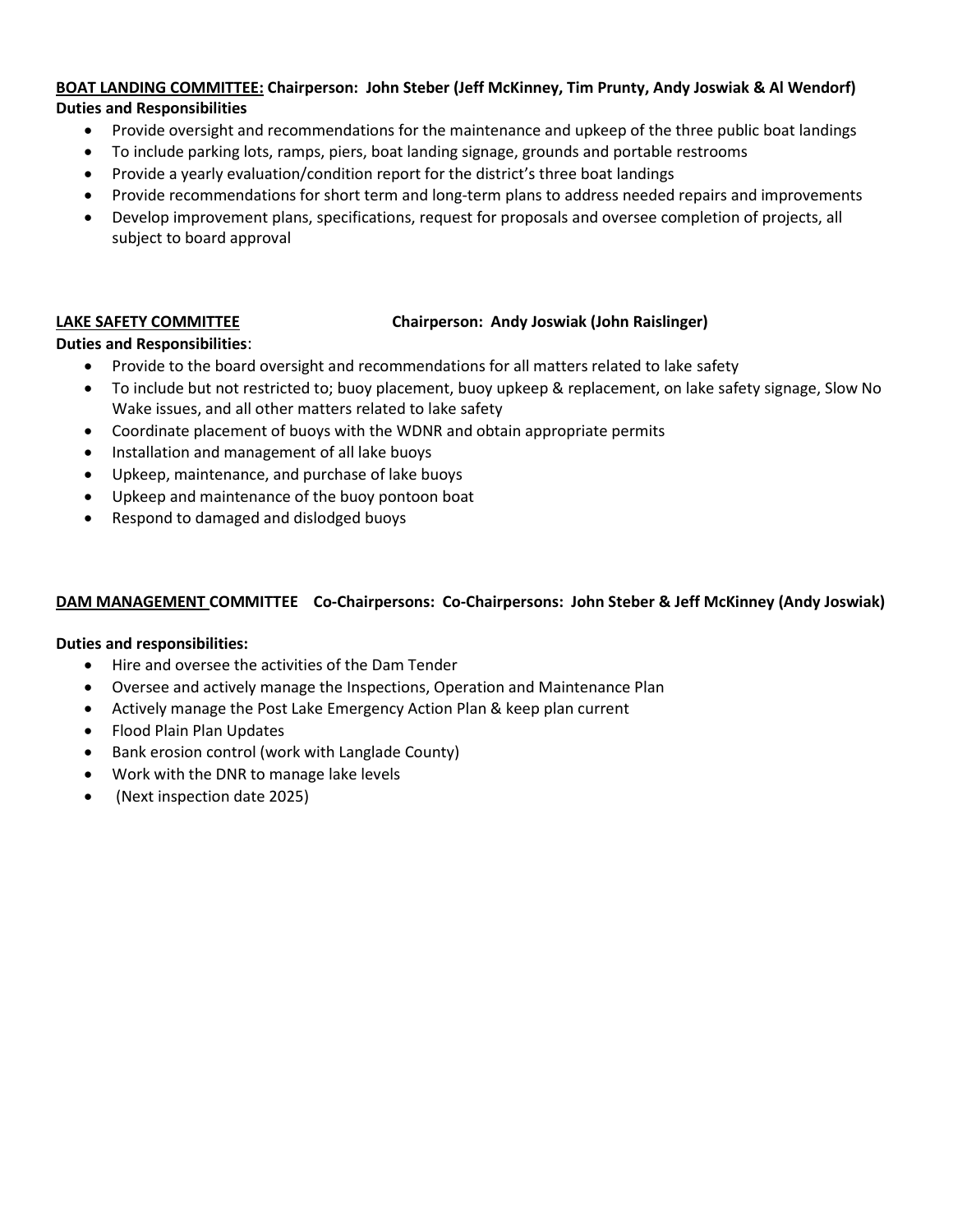**<u>BOAT LANDING COMMITTEE:</u> Chairperson: John Steber (Jeff McKinney, Tim Prunty, Andy Joswiak & Al Wendorf)**
**Duties and Responsibilities**

- Provide oversight and recommendations for the maintenance and upkeep of the three public boat landings
- To include parking lots, ramps, piers, boat landing signage, grounds and portable restrooms
- Provide a yearly evaluation/condition report for the district's three boat landings
- Provide recommendations for short term and long-term plans to address needed repairs and improvements
- Develop improvement plans, specifications, request for proposals and oversee completion of projects, all subject to board approval

**<u>LAKE SAFETY COMMITTEE</u> Chairperson: Andy Joswiak (John Raislinger)**
**Duties and Responsibilities**:

- Provide to the board oversight and recommendations for all matters related to lake safety
- To include but not restricted to; buoy placement, buoy upkeep & replacement, on lake safety signage, Slow No Wake issues, and all other matters related to lake safety
- Coordinate placement of buoys with the WDNR and obtain appropriate permits
- Installation and management of all lake buoys
- Upkeep, maintenance, and purchase of lake buoys
- Upkeep and maintenance of the buoy pontoon boat
- Respond to damaged and dislodged buoys

**<u>DAM MANAGEMENT</u> COMMITTEE Co-Chairpersons: Co-Chairpersons: John Steber & Jeff McKinney (Andy Joswiak)**

**Duties and responsibilities:**

- Hire and oversee the activities of the Dam Tender
- Oversee and actively manage the Inspections, Operation and Maintenance Plan
- Actively manage the Post Lake Emergency Action Plan & keep plan current
- Flood Plain Plan Updates
- Bank erosion control (work with Langlade County)
- Work with the DNR to manage lake levels
- (Next inspection date 2025)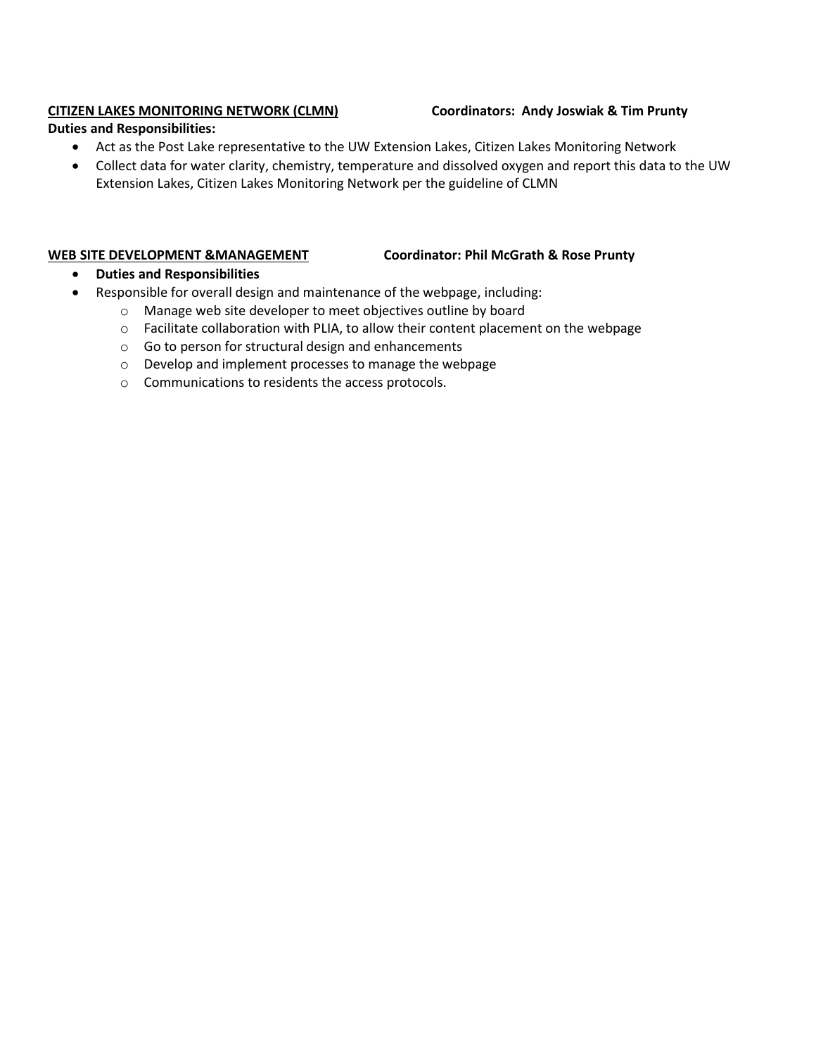**<u>CITIZEN LAKES MONITORING NETWORK (CLMN)</u>** **Coordinators: Andy Joswiak & Tim Prunty**

**Duties and Responsibilities:**

- Act as the Post Lake representative to the UW Extension Lakes, Citizen Lakes Monitoring Network
- Collect data for water clarity, chemistry, temperature and dissolved oxygen and report this data to the UW Extension Lakes, Citizen Lakes Monitoring Network per the guideline of CLMN

**<u>WEB SITE DEVELOPMENT &MANAGEMENT</u>** **Coordinator: Phil McGrath & Rose Prunty**

- **Duties and Responsibilities**
- Responsible for overall design and maintenance of the webpage, including:
  - Manage web site developer to meet objectives outline by board
  - Facilitate collaboration with PLIA, to allow their content placement on the webpage
  - Go to person for structural design and enhancements
  - Develop and implement processes to manage the webpage
  - Communications to residents the access protocols.